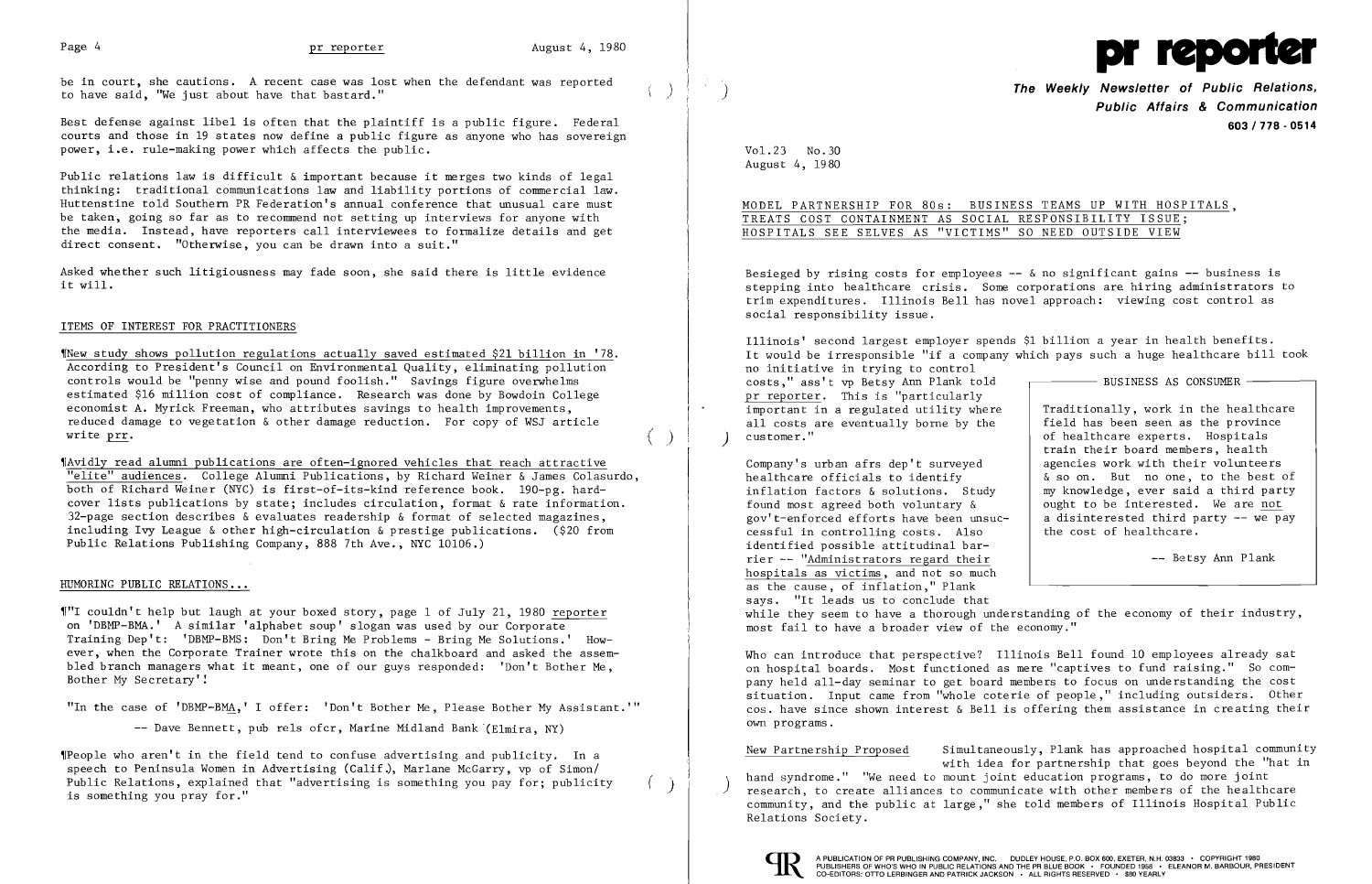be in court, she cautions. A recent case was lost when the defendant was reported to have said, "We just about have that bastard."

Best defense against libel is often that the plaintiff is a public figure. Federal courts and those in 19 states now define a public figure as anyone who has sovereign power, i.e. rule-making power which affects the public.

Public relations law is difficult & important because it merges two kinds of legal thinking: traditional communications law and liability portions of commercial law. Huttenstine told Southern PR Federation's annual conference that unusual care must be taken, going so far as to recommend not setting up interviews for anyone with the media. Instead, have reporters call interviewees to formalize details and get direct consent. "Otherwise, you can be drawn into a suit."

Asked whether such litigiousness may fade soon, she said there is little evidence it will.

## ITEMS OF INTEREST FOR PRACTITIONERS

¶New study shows pollution regulations actually saved estimated $21 billion in '78. According to President's Council on Environmental Quality, eliminating pollution controls would be "penny wise and pound foolish." Savings figure overwhelms estimated $16 million cost of compliance. Research was done by Bowdoin College economist A. Myrick Freeman, who attributes savings to health improvements, reduced damage to vegetation & other damage reduction. For copy of WSJ article write prr.

¶Avidly read alumni publications are often-ignored vehicles that reach attractive "elite" audiences. College Alumni Publications, by Richard Weiner & James Colasurdo, both of Richard Weiner (NYC) is first-of-its-kind reference book. 190-pg. hardcover lists publications by state; includes circulation, format & rate information. 32-page section describes & evaluates readership & format of selected magazines, including Ivy League & other high-circulation & prestige publications. ($20 from Public Relations Publishing Company, 888 7th Ave., NYC 10106.)

## HUMORING PUBLIC RELATIONS...

¶"I couldn't help but laugh at your boxed story, page 1 of July 21, 1980 reporter on 'DBMP-BMA.' A similar 'alphabet soup' slogan was used by our Corporate Training Dep't: 'DBMP-BMS: Don't Bring Me Problems - Bring Me Solutions.' However, when the Corporate Trainer wrote this on the chalkboard and asked the assembled branch managers what it meant, one of our guys responded: 'Don't Bother Me, Bother My Secretary'!

"In the case of 'DBMP-BMA,' I offer: 'Don't Bother Me, Please Bother My Assistant.'"

-- Dave Bennett, pub rels ofcr, Marine Midland Bank (Elmira, NY)

¶People who aren't in the field tend to confuse advertising and publicity. In a speech to Peninsula Women in Advertising (Calif.), Marlane McGarry, vp of Simon/Public Relations, explained that "advertising is something you pay for; publicity is something you pray for."

# pr reporter

**The Weekly Newsletter of Public Relations, Public Affairs & Communication**

**603 / 778 - 0514**

Vol.23 No.30
August 4, 1980

## MODEL PARTNERSHIP FOR 80s: BUSINESS TEAMS UP WITH HOSPITALS, TREATS COST CONTAINMENT AS SOCIAL RESPONSIBILITY ISSUE; HOSPITALS SEE SELVES AS "VICTIMS" SO NEED OUTSIDE VIEW

Besieged by rising costs for employees -- & no significant gains -- business is stepping into healthcare crisis. Some corporations are hiring administrators to trim expenditures. Illinois Bell has novel approach: viewing cost control as social responsibility issue.

Illinois' second largest employer spends $1 billion a year in health benefits. It would be irresponsible "if a company which pays such a huge healthcare bill took no initiative in trying to control costs," ass't vp Betsy Ann Plank told pr reporter. This is "particularly important in a regulated utility where all costs are eventually borne by the customer."

> **BUSINESS AS CONSUMER**
>
> Traditionally, work in the healthcare field has been seen as the province of healthcare experts. Hospitals train their board members, health agencies work with their volunteers & so on. But no one, to the best of my knowledge, ever said a third party ought to be interested. We are not a disinterested third party -- we pay the cost of healthcare.
>
> -- Betsy Ann Plank

Company's urban afrs dep't surveyed healthcare officials to identify inflation factors & solutions. Study found most agreed both voluntary & gov't-enforced efforts have been unsuccessful in controlling costs. Also identified possible attitudinal barrier -- "Administrators regard their hospitals as victims, and not so much as the cause, of inflation," Plank says. "It leads us to conclude that while they seem to have a thorough understanding of the economy of their industry, most fail to have a broader view of the economy."

Who can introduce that perspective? Illinois Bell found 10 employees already sat on hospital boards. Most functioned as mere "captives to fund raising." So company held all-day seminar to get board members to focus on understanding the cost situation. Input came from "whole coterie of people," including outsiders. Other cos. have since shown interest & Bell is offering them assistance in creating their own programs.

**New Partnership Proposed** Simultaneously, Plank has approached hospital community with idea for partnership that goes beyond the "hat in hand syndrome." "We need to mount joint education programs, to do more joint research, to create alliances to communicate with other members of the healthcare community, and the public at large," she told members of Illinois Hospital Public Relations Society.

A PUBLICATION OF PR PUBLISHING COMPANY, INC. DUDLEY HOUSE, P.O. BOX 600, EXETER, N.H. 03833 • COPYRIGHT 1980 PUBLISHERS OF WHO'S WHO IN PUBLIC RELATIONS AND THE PR BLUE BOOK • FOUNDED 1958 • ELEANOR M. BARBOUR, PRESIDENT CO-EDITORS: OTTO LERBINGER AND PATRICK JACKSON • ALL RIGHTS RESERVED • $80 YEARLY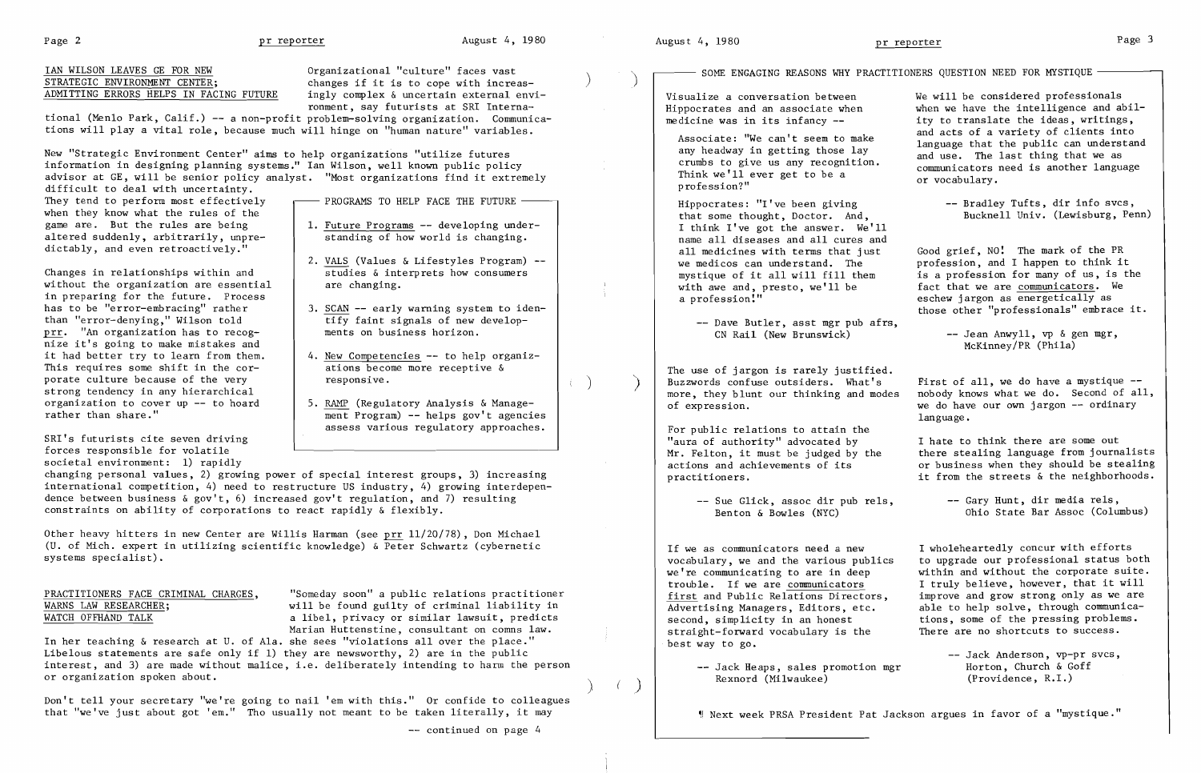## IAN WILSON LEAVES GE FOR NEW STRATEGIC ENVIRONMENT CENTER; ADMITTING ERRORS HELPS IN FACING FUTURE

Organizational "culture" faces vast changes if it is to cope with increasingly complex & uncertain external environment, say futurists at SRI International (Menlo Park, Calif.) -- a non-profit problem-solving organization. Communications will play a vital role, because much will hinge on "human nature" variables.

New "Strategic Environment Center" aims to help organizations "utilize futures information in designing planning systems." Ian Wilson, well known public policy advisor at GE, will be senior policy analyst. "Most organizations find it extremely difficult to deal with uncertainty. They tend to perform most effectively when they know what the rules of the game are. But the rules are being altered suddenly, arbitrarily, unpredictably, and even retroactively."

Changes in relationships within and without the organization are essential in preparing for the future. Process has to be "error-embracing" rather than "error-denying," Wilson told prr. "An organization has to recognize it's going to make mistakes and it had better try to learn from them. This requires some shift in the corporate culture because of the very strong tendency in any hierarchical organization to cover up -- to hoard rather than share."

### PROGRAMS TO HELP FACE THE FUTURE

1. Future Programs -- developing understanding of how world is changing.
2. VALS (Values & Lifestyles Program) -- studies & interprets how consumers are changing.
3. SCAN -- early warning system to identify faint signals of new developments on business horizon.
4. New Competencies -- to help organizations become more receptive & responsive.
5. RAMP (Regulatory Analysis & Management Program) -- helps gov't agencies assess various regulatory approaches.

SRI's futurists cite seven driving forces responsible for volatile societal environment: 1) rapidly changing personal values, 2) growing power of special interest groups, 3) increasing international competition, 4) need to restructure US industry, 4) growing interdependence between business & gov't, 6) increased gov't regulation, and 7) resulting constraints on ability of corporations to react rapidly & flexibly.

Other heavy hitters in new Center are Willis Harman (see prr 11/20/78), Don Michael (U. of Mich. expert in utilizing scientific knowledge) & Peter Schwartz (cybernetic systems specialist).

## PRACTITIONERS FACE CRIMINAL CHARGES, WARNS LAW RESEARCHER; WATCH OFFHAND TALK

"Someday soon" a public relations practitioner will be found guilty of criminal liability in a libel, privacy or similar lawsuit, predicts Marian Huttenstine, consultant on comns law. In her teaching & research at U. of Ala. she sees "violations all over the place." Libelous statements are safe only if 1) they are newsworthy, 2) are in the public interest, and 3) are made without malice, i.e. deliberately intending to harm the person or organization spoken about.

Don't tell your secretary "we're going to nail 'em with this." Or confide to colleagues that "we've just about got 'em." Tho usually not meant to be taken literally, it may

-- continued on page 4

## SOME ENGAGING REASONS WHY PRACTITIONERS QUESTION NEED FOR MYSTIQUE

Visualize a conversation between Hippocrates and an associate when medicine was in its infancy --

Associate: "We can't seem to make any headway in getting those lay crumbs to give us any recognition. Think we'll ever get to be a profession?"

Hippocrates: "I've been giving that some thought, Doctor. And, I think I've got the answer. We'll name all diseases and all cures and all medicines with terms that just we medicos can understand. The mystique of it all will fill them with awe and, presto, we'll be a profession!"

-- Dave Butler, asst mgr pub afrs, CN Rail (New Brunswick)

The use of jargon is rarely justified. Buzzwords confuse outsiders. What's more, they blunt our thinking and modes of expression.

For public relations to attain the "aura of authority" advocated by Mr. Felton, it must be judged by the actions and achievements of its practitioners.

-- Sue Glick, assoc dir pub rels, Benton & Bowles (NYC)

If we as communicators need a new vocabulary, we and the various publics we're communicating to are in deep trouble. If we are communicators first and Public Relations Directors, Advertising Managers, Editors, etc. second, simplicity in an honest straight-forward vocabulary is the best way to go.

-- Jack Heaps, sales promotion mgr Rexnord (Milwaukee)

We will be considered professionals when we have the intelligence and ability to translate the ideas, writings, and acts of a variety of clients into language that the public can understand and use. The last thing that we as communicators need is another language or vocabulary.

-- Bradley Tufts, dir info svcs, Bucknell Univ. (Lewisburg, Penn)

Good grief, NO! The mark of the PR profession, and I happen to think it is a profession for many of us, is the fact that we are communicators. We eschew jargon as energetically as those other "professionals" embrace it.

-- Jean Anwyll, vp & gen mgr, McKinney/PR (Phila)

First of all, we do have a mystique -- nobody knows what we do. Second of all, we do have our own jargon -- ordinary language.

I hate to think there are some out there stealing language from journalists or business when they should be stealing it from the streets & the neighborhoods.

-- Gary Hunt, dir media rels, Ohio State Bar Assoc (Columbus)

I wholeheartedly concur with efforts to upgrade our professional status both within and without the corporate suite. I truly believe, however, that it will improve and grow strong only as we are able to help solve, through communications, some of the pressing problems. There are no shortcuts to success.

-- Jack Anderson, vp-pr svcs, Horton, Church & Goff (Providence, R.I.)

¶ Next week PRSA President Pat Jackson argues in favor of a "mystique."